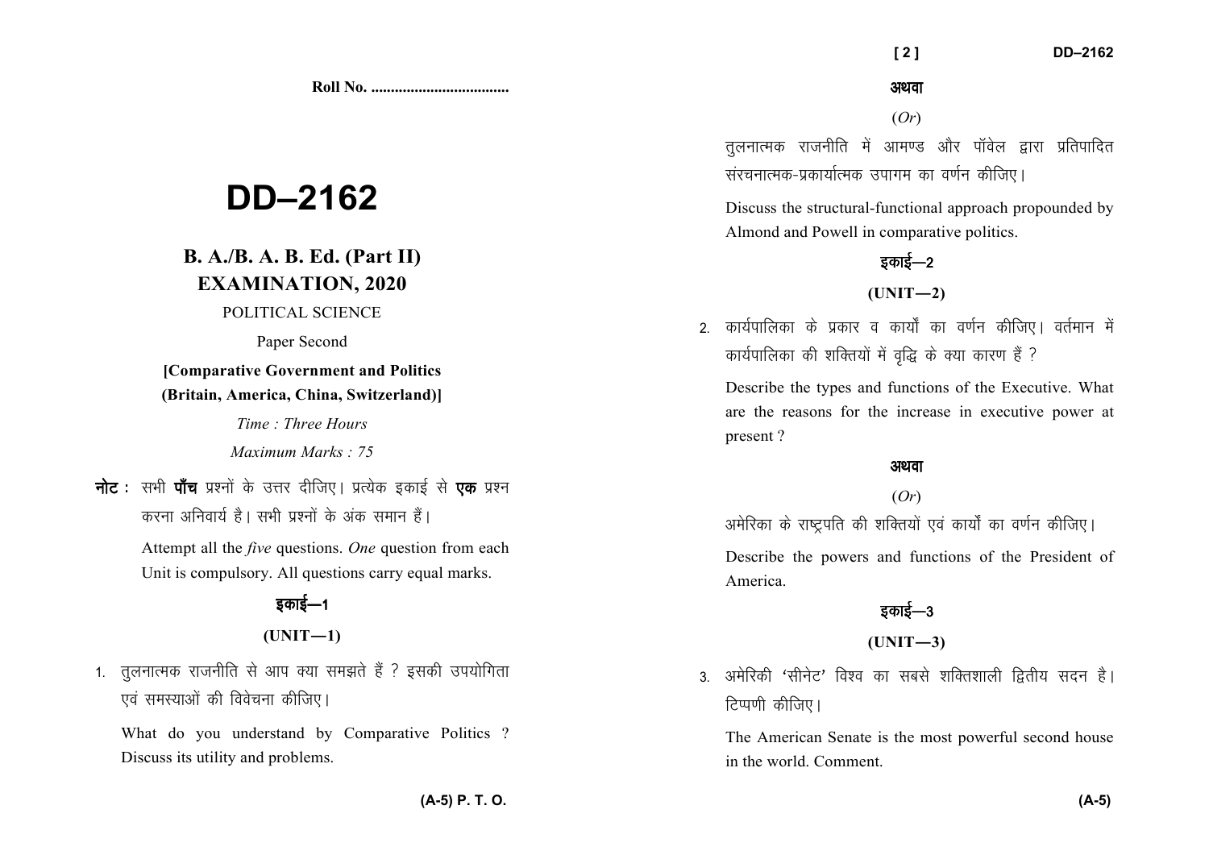Roll No. ..................................

# DD–2162

## B. A./B. A. B. Ed. (Part II) EXAMINATION, 2020

POLITICAL SCIENCE

Paper Second

**[Comparative Government and Politics (Britain, America, China, Switzerland)]**

*Time : Three Hours*

*Maximum Marks : 75*

**नोट :** सभी **पाँच** प्रश्नों के उत्तर दीजिए। प्रत्येक इकाई से **एक** प्रश्न करना अनिवार्य है। सभी प्रश्नों के अंक समान हैं।

Attempt all the *five* questions. *One* question from each Unit is compulsory. All questions carry equal marks.

### इकाई—1

### (UNIT—1)

1. तुलनात्मक राजनीति से आप क्या समझते हैं ? इसकी उपयोगिता एवं समस्याओं की विवेचना कीजिए।

   What do you understand by Comparative Politics ? Discuss its utility and problems.

**अथवा**

(*Or*)

तुलनात्मक राजनीति में आमण्ड और पॉवेल द्वारा प्रतिपादित संरचनात्मक-प्रकार्यात्मक उपागम का वर्णन कीजिए।

Discuss the structural-functional approach propounded by Almond and Powell in comparative politics.

### इकाई—2

### (UNIT—2)

2. कार्यपालिका के प्रकार व कार्यों का वर्णन कीजिए। वर्तमान में कार्यपालिका की शक्तियों में वृद्धि के क्या कारण हैं ?

   Describe the types and functions of the Executive. What are the reasons for the increase in executive power at present ?

**अथवा**

(*Or*)

अमेरिका के राष्ट्रपति की शक्तियों एवं कार्यों का वर्णन कीजिए।

Describe the powers and functions of the President of America.

### इकाई—3

### (UNIT—3)

3. अमेरिकी 'सीनेट' विश्व का सबसे शक्तिशाली द्वितीय सदन है। टिप्पणी कीजिए।

   The American Senate is the most powerful second house in the world. Comment.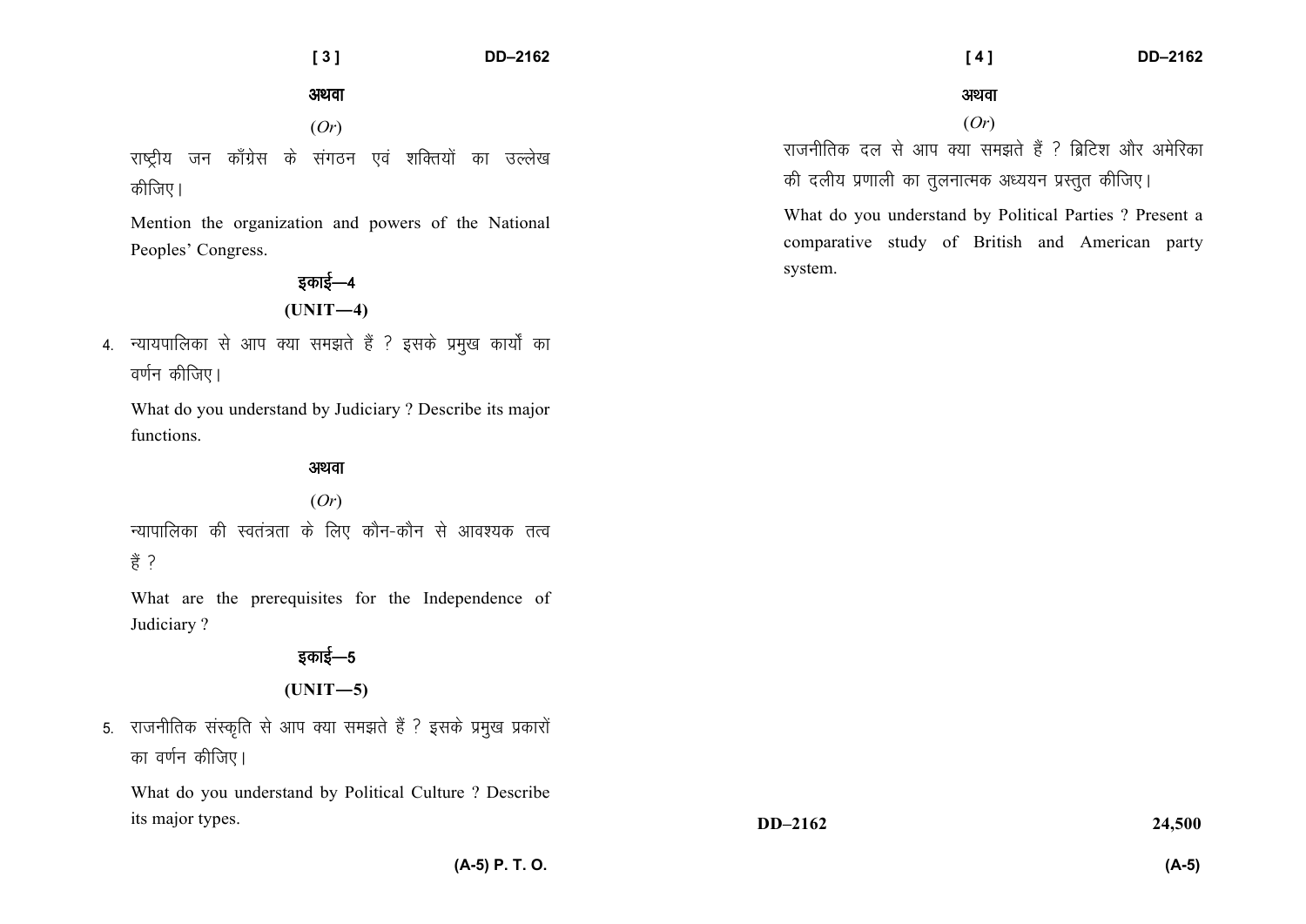अथवा

(*Or*)

राष्ट्रीय जन काँग्रेस के संगठन एवं शक्तियों का उल्लेख कीजिए।

Mention the organization and powers of the National Peoples' Congress.

## इकाई—4

## (UNIT—4)

4. न्यायपालिका से आप क्या समझते हैं ? इसके प्रमुख कार्यों का वर्णन कीजिए।

What do you understand by Judiciary ? Describe its major functions.

अथवा

(*Or*)

न्यापालिका की स्वतंत्रता के लिए कौन-कौन से आवश्यक तत्व हैं ?

What are the prerequisites for the Independence of Judiciary ?

## इकाई—5

## (UNIT—5)

5. राजनीतिक संस्कृति से आप क्या समझते हैं ? इसके प्रमुख प्रकारों का वर्णन कीजिए।

What do you understand by Political Culture ? Describe its major types.

अथवा

(*Or*)

राजनीतिक दल से आप क्या समझते हैं ? ब्रिटिश और अमेरिका की दलीय प्रणाली का तुलनात्मक अध्ययन प्रस्तुत कीजिए।

What do you understand by Political Parties ? Present a comparative study of British and American party system.

DD–2162 24,500